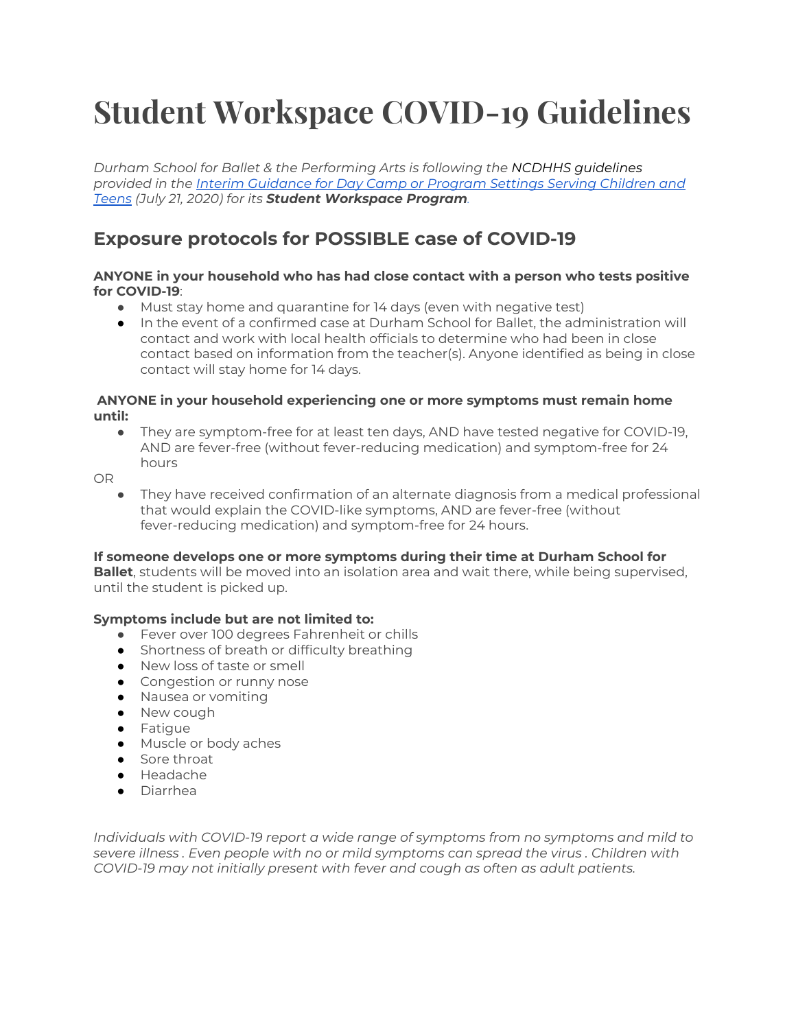# Student Workspace COVID-19 Guidelines

*Durham School for Ballet & the Performing Arts is following the NCDHHS guidelines provided in the [Interim Guidance for Day Camp or Program Settings Serving Children and Teens](#) (July 21, 2020) for its **Student Workspace Program**.*

## Exposure protocols for POSSIBLE case of COVID-19

**ANYONE in your household who has had close contact with a person who tests positive for COVID-19**:

- Must stay home and quarantine for 14 days (even with negative test)
- In the event of a confirmed case at Durham School for Ballet, the administration will contact and work with local health officials to determine who had been in close contact based on information from the teacher(s). Anyone identified as being in close contact will stay home for 14 days.

**ANYONE in your household experiencing one or more symptoms must remain home until:**

- They are symptom-free for at least ten days, AND have tested negative for COVID-19, AND are fever-free (without fever-reducing medication) and symptom-free for 24 hours

OR

- They have received confirmation of an alternate diagnosis from a medical professional that would explain the COVID-like symptoms, AND are fever-free (without fever-reducing medication) and symptom-free for 24 hours.

**If someone develops one or more symptoms during their time at Durham School for Ballet**, students will be moved into an isolation area and wait there, while being supervised, until the student is picked up.

**Symptoms include but are not limited to:**

- Fever over 100 degrees Fahrenheit or chills
- Shortness of breath or difficulty breathing
- New loss of taste or smell
- Congestion or runny nose
- Nausea or vomiting
- New cough
- Fatigue
- Muscle or body aches
- Sore throat
- Headache
- Diarrhea

*Individuals with COVID-19 report a wide range of symptoms from no symptoms and mild to severe illness . Even people with no or mild symptoms can spread the virus . Children with COVID-19 may not initially present with fever and cough as often as adult patients.*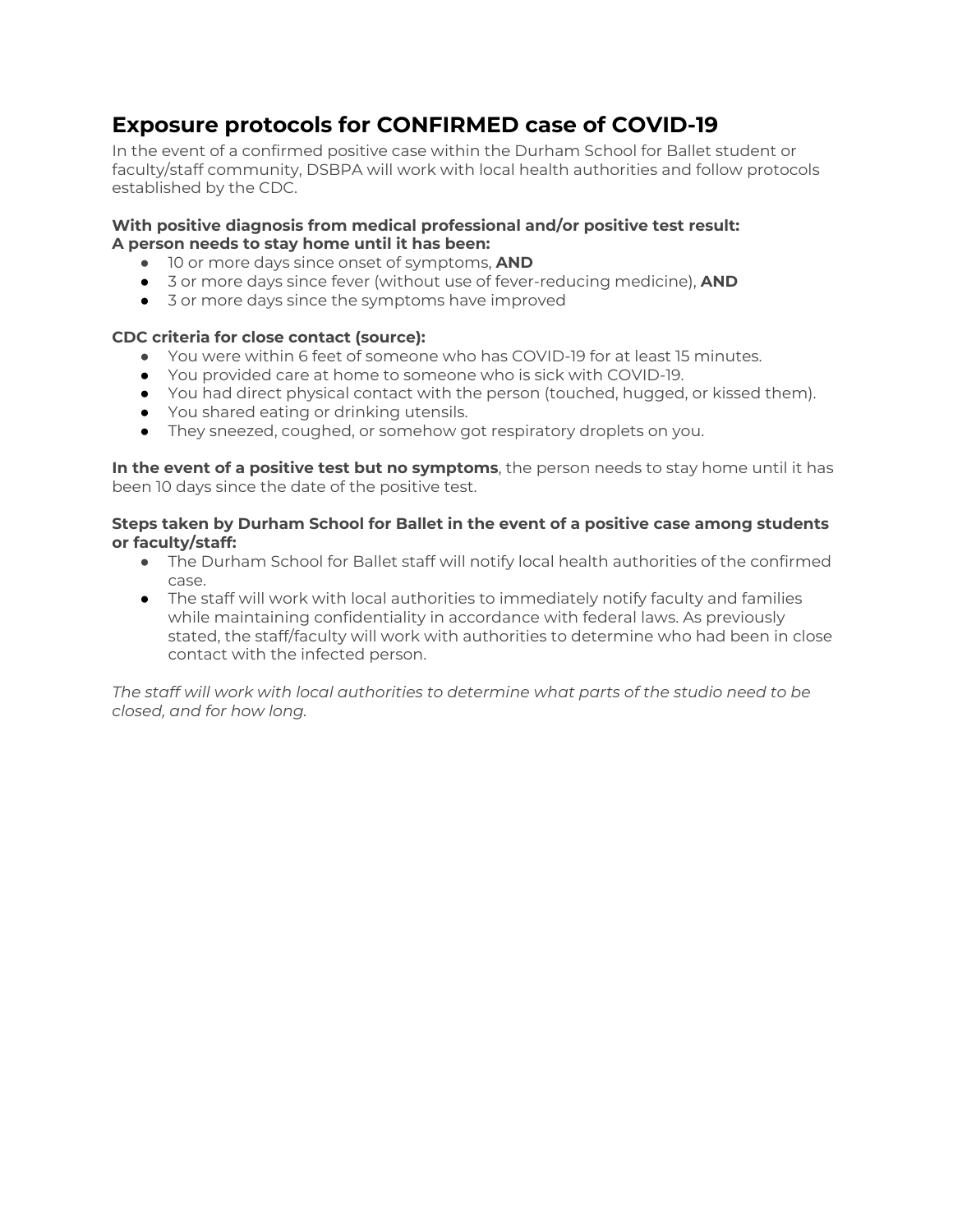## Exposure protocols for CONFIRMED case of COVID-19

In the event of a confirmed positive case within the Durham School for Ballet student or faculty/staff community, DSBPA will work with local health authorities and follow protocols established by the CDC.

**With positive diagnosis from medical professional and/or positive test result:**
**A person needs to stay home until it has been:**

- 10 or more days since onset of symptoms, **AND**
- 3 or more days since fever (without use of fever-reducing medicine), **AND**
- 3 or more days since the symptoms have improved

**CDC criteria for close contact (source):**

- You were within 6 feet of someone who has COVID-19 for at least 15 minutes.
- You provided care at home to someone who is sick with COVID-19.
- You had direct physical contact with the person (touched, hugged, or kissed them).
- You shared eating or drinking utensils.
- They sneezed, coughed, or somehow got respiratory droplets on you.

**In the event of a positive test but no symptoms**, the person needs to stay home until it has been 10 days since the date of the positive test.

**Steps taken by Durham School for Ballet in the event of a positive case among students or faculty/staff:**

- The Durham School for Ballet staff will notify local health authorities of the confirmed case.
- The staff will work with local authorities to immediately notify faculty and families while maintaining confidentiality in accordance with federal laws. As previously stated, the staff/faculty will work with authorities to determine who had been in close contact with the infected person.

*The staff will work with local authorities to determine what parts of the studio need to be closed, and for how long.*